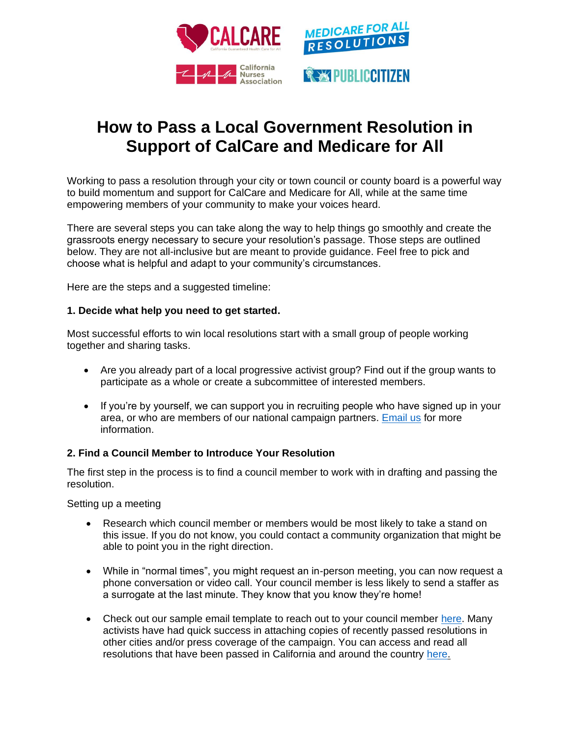# How to Pass a Local Government Resolution in Support of CalCare and Medicare for All

Working to pass a resolution through your city or town council or county board is a powerful way to build momentum and support for CalCare and Medicare for All, while at the same time empowering members of your community to make your voices heard.

There are several steps you can take along the way to help things go smoothly and create the grassroots energy necessary to secure your resolution's passage. Those steps are outlined below. They are not all-inclusive but are meant to provide guidance. Feel free to pick and choose what is helpful and adapt to your community's circumstances.

Here are the steps and a suggested timeline:

**1. Decide what help you need to get started.**

Most successful efforts to win local resolutions start with a small group of people working together and sharing tasks.

- Are you already part of a local progressive activist group? Find out if the group wants to participate as a whole or create a subcommittee of interested members.
- If you're by yourself, we can support you in recruiting people who have signed up in your area, or who are members of our national campaign partners. Email us for more information.

**2. Find a Council Member to Introduce Your Resolution**

The first step in the process is to find a council member to work with in drafting and passing the resolution.

Setting up a meeting

- Research which council member or members would be most likely to take a stand on this issue. If you do not know, you could contact a community organization that might be able to point you in the right direction.
- While in "normal times", you might request an in-person meeting, you can now request a phone conversation or video call. Your council member is less likely to send a staffer as a surrogate at the last minute. They know that you know they're home!
- Check out our sample email template to reach out to your council member here. Many activists have had quick success in attaching copies of recently passed resolutions in other cities and/or press coverage of the campaign. You can access and read all resolutions that have been passed in California and around the country here.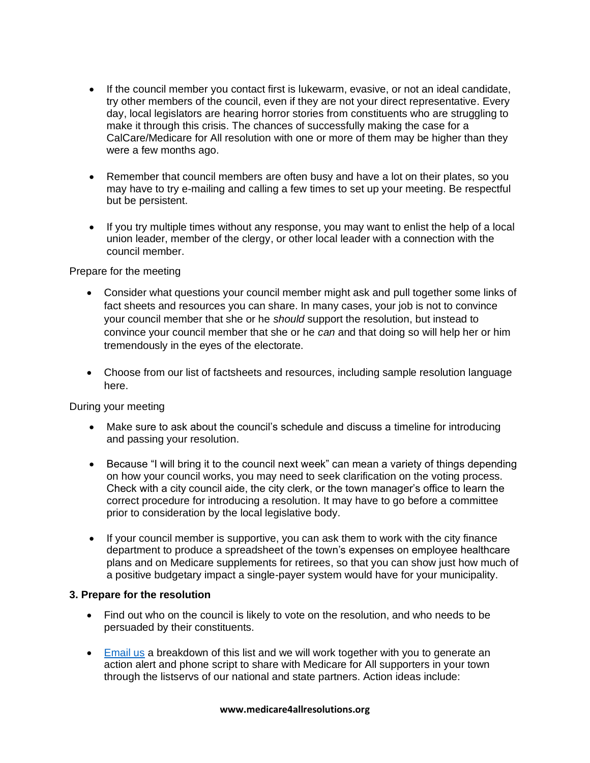- If the council member you contact first is lukewarm, evasive, or not an ideal candidate, try other members of the council, even if they are not your direct representative. Every day, local legislators are hearing horror stories from constituents who are struggling to make it through this crisis. The chances of successfully making the case for a CalCare/Medicare for All resolution with one or more of them may be higher than they were a few months ago.

- Remember that council members are often busy and have a lot on their plates, so you may have to try e-mailing and calling a few times to set up your meeting. Be respectful but be persistent.

- If you try multiple times without any response, you may want to enlist the help of a local union leader, member of the clergy, or other local leader with a connection with the council member.

Prepare for the meeting

- Consider what questions your council member might ask and pull together some links of fact sheets and resources you can share. In many cases, your job is not to convince your council member that she or he *should* support the resolution, but instead to convince your council member that she or he *can* and that doing so will help her or him tremendously in the eyes of the electorate.

- Choose from our list of factsheets and resources, including sample resolution language here.

During your meeting

- Make sure to ask about the council's schedule and discuss a timeline for introducing and passing your resolution.

- Because "I will bring it to the council next week" can mean a variety of things depending on how your council works, you may need to seek clarification on the voting process. Check with a city council aide, the city clerk, or the town manager's office to learn the correct procedure for introducing a resolution. It may have to go before a committee prior to consideration by the local legislative body.

- If your council member is supportive, you can ask them to work with the city finance department to produce a spreadsheet of the town's expenses on employee healthcare plans and on Medicare supplements for retirees, so that you can show just how much of a positive budgetary impact a single-payer system would have for your municipality.

**3. Prepare for the resolution**

- Find out who on the council is likely to vote on the resolution, and who needs to be persuaded by their constituents.

- Email us a breakdown of this list and we will work together with you to generate an action alert and phone script to share with Medicare for All supporters in your town through the listservs of our national and state partners. Action ideas include: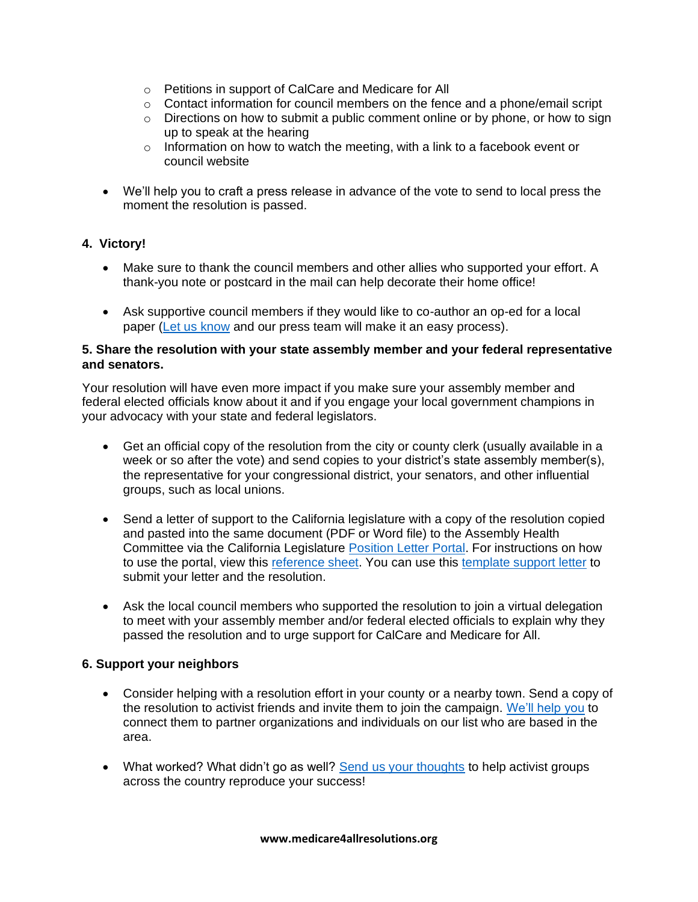- Petitions in support of CalCare and Medicare for All
  - Contact information for council members on the fence and a phone/email script
  - Directions on how to submit a public comment online or by phone, or how to sign up to speak at the hearing
  - Information on how to watch the meeting, with a link to a facebook event or council website

- We'll help you to craft a press release in advance of the vote to send to local press the moment the resolution is passed.

### 4. Victory!

- Make sure to thank the council members and other allies who supported your effort. A thank-you note or postcard in the mail can help decorate their home office!

- Ask supportive council members if they would like to co-author an op-ed for a local paper (Let us know and our press team will make it an easy process).

### 5. Share the resolution with your state assembly member and your federal representative and senators.

Your resolution will have even more impact if you make sure your assembly member and federal elected officials know about it and if you engage your local government champions in your advocacy with your state and federal legislators.

- Get an official copy of the resolution from the city or county clerk (usually available in a week or so after the vote) and send copies to your district's state assembly member(s), the representative for your congressional district, your senators, and other influential groups, such as local unions.

- Send a letter of support to the California legislature with a copy of the resolution copied and pasted into the same document (PDF or Word file) to the Assembly Health Committee via the California Legislature Position Letter Portal. For instructions on how to use the portal, view this reference sheet. You can use this template support letter to submit your letter and the resolution.

- Ask the local council members who supported the resolution to join a virtual delegation to meet with your assembly member and/or federal elected officials to explain why they passed the resolution and to urge support for CalCare and Medicare for All.

### 6. Support your neighbors

- Consider helping with a resolution effort in your county or a nearby town. Send a copy of the resolution to activist friends and invite them to join the campaign. We'll help you to connect them to partner organizations and individuals on our list who are based in the area.

- What worked? What didn't go as well? Send us your thoughts to help activist groups across the country reproduce your success!

www.medicare4allresolutions.org